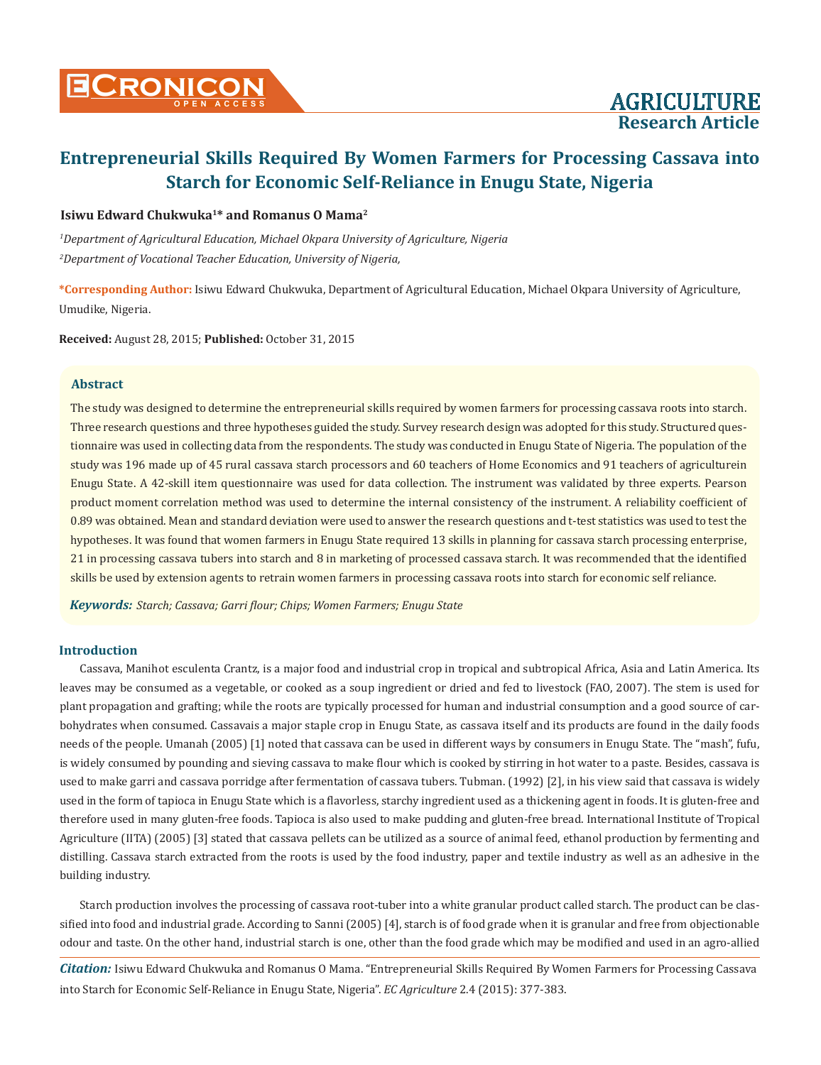# Entrepreneurial Skills Required By Women Farmers for Processing Cassava into Starch for Economic Self-Reliance in Enugu State, Nigeria

**Isiwu Edward Chukwuka[1]* and Romanus O Mama[2]**

*[1]Department of Agricultural Education, Michael Okpara University of Agriculture, Nigeria*

*[2]Department of Vocational Teacher Education, University of Nigeria,*

**\*Corresponding Author:** Isiwu Edward Chukwuka, Department of Agricultural Education, Michael Okpara University of Agriculture, Umudike, Nigeria.

**Received:** August 28, 2015; **Published:** October 31, 2015

## Abstract

The study was designed to determine the entrepreneurial skills required by women farmers for processing cassava roots into starch. Three research questions and three hypotheses guided the study. Survey research design was adopted for this study. Structured questionnaire was used in collecting data from the respondents. The study was conducted in Enugu State of Nigeria. The population of the study was 196 made up of 45 rural cassava starch processors and 60 teachers of Home Economics and 91 teachers of agriculturein Enugu State. A 42-skill item questionnaire was used for data collection. The instrument was validated by three experts. Pearson product moment correlation method was used to determine the internal consistency of the instrument. A reliability coefficient of 0.89 was obtained. Mean and standard deviation were used to answer the research questions and t-test statistics was used to test the hypotheses. It was found that women farmers in Enugu State required 13 skills in planning for cassava starch processing enterprise, 21 in processing cassava tubers into starch and 8 in marketing of processed cassava starch. It was recommended that the identified skills be used by extension agents to retrain women farmers in processing cassava roots into starch for economic self reliance.

***Keywords:*** *Starch; Cassava; Garri flour; Chips; Women Farmers; Enugu State*

## Introduction

Cassava, Manihot esculenta Crantz, is a major food and industrial crop in tropical and subtropical Africa, Asia and Latin America. Its leaves may be consumed as a vegetable, or cooked as a soup ingredient or dried and fed to livestock (FAO, 2007). The stem is used for plant propagation and grafting; while the roots are typically processed for human and industrial consumption and a good source of carbohydrates when consumed. Cassavais a major staple crop in Enugu State, as cassava itself and its products are found in the daily foods needs of the people. Umanah (2005) [1] noted that cassava can be used in different ways by consumers in Enugu State. The "mash", fufu, is widely consumed by pounding and sieving cassava to make flour which is cooked by stirring in hot water to a paste. Besides, cassava is used to make garri and cassava porridge after fermentation of cassava tubers. Tubman. (1992) [2], in his view said that cassava is widely used in the form of tapioca in Enugu State which is a flavorless, starchy ingredient used as a thickening agent in foods. It is gluten-free and therefore used in many gluten-free foods. Tapioca is also used to make pudding and gluten-free bread. International Institute of Tropical Agriculture (IITA) (2005) [3] stated that cassava pellets can be utilized as a source of animal feed, ethanol production by fermenting and distilling. Cassava starch extracted from the roots is used by the food industry, paper and textile industry as well as an adhesive in the building industry.

Starch production involves the processing of cassava root-tuber into a white granular product called starch. The product can be classified into food and industrial grade. According to Sanni (2005) [4], starch is of food grade when it is granular and free from objectionable odour and taste. On the other hand, industrial starch is one, other than the food grade which may be modified and used in an agro-allied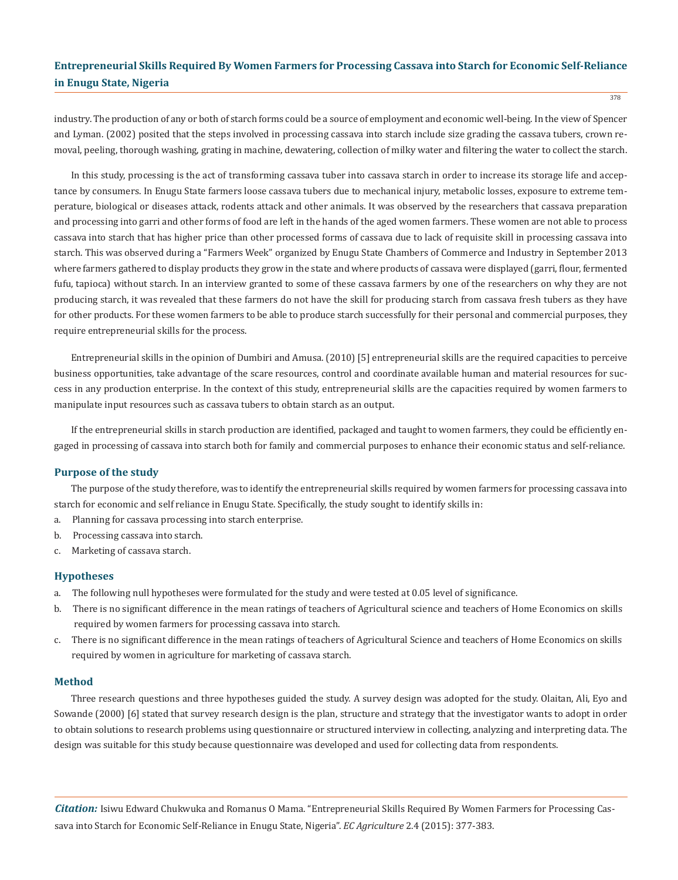industry. The production of any or both of starch forms could be a source of employment and economic well-being. In the view of Spencer and Lyman. (2002) posited that the steps involved in processing cassava into starch include size grading the cassava tubers, crown removal, peeling, thorough washing, grating in machine, dewatering, collection of milky water and filtering the water to collect the starch.

In this study, processing is the act of transforming cassava tuber into cassava starch in order to increase its storage life and acceptance by consumers. In Enugu State farmers loose cassava tubers due to mechanical injury, metabolic losses, exposure to extreme temperature, biological or diseases attack, rodents attack and other animals. It was observed by the researchers that cassava preparation and processing into garri and other forms of food are left in the hands of the aged women farmers. These women are not able to process cassava into starch that has higher price than other processed forms of cassava due to lack of requisite skill in processing cassava into starch. This was observed during a "Farmers Week" organized by Enugu State Chambers of Commerce and Industry in September 2013 where farmers gathered to display products they grow in the state and where products of cassava were displayed (garri, flour, fermented fufu, tapioca) without starch. In an interview granted to some of these cassava farmers by one of the researchers on why they are not producing starch, it was revealed that these farmers do not have the skill for producing starch from cassava fresh tubers as they have for other products. For these women farmers to be able to produce starch successfully for their personal and commercial purposes, they require entrepreneurial skills for the process.

Entrepreneurial skills in the opinion of Dumbiri and Amusa. (2010) [5] entrepreneurial skills are the required capacities to perceive business opportunities, take advantage of the scare resources, control and coordinate available human and material resources for success in any production enterprise. In the context of this study, entrepreneurial skills are the capacities required by women farmers to manipulate input resources such as cassava tubers to obtain starch as an output.

If the entrepreneurial skills in starch production are identified, packaged and taught to women farmers, they could be efficiently engaged in processing of cassava into starch both for family and commercial purposes to enhance their economic status and self-reliance.

## Purpose of the study

The purpose of the study therefore, was to identify the entrepreneurial skills required by women farmers for processing cassava into starch for economic and self reliance in Enugu State. Specifically, the study sought to identify skills in:

a. Planning for cassava processing into starch enterprise.
b. Processing cassava into starch.
c. Marketing of cassava starch.

## Hypotheses

a. The following null hypotheses were formulated for the study and were tested at 0.05 level of significance.
b. There is no significant difference in the mean ratings of teachers of Agricultural science and teachers of Home Economics on skills required by women farmers for processing cassava into starch.
c. There is no significant difference in the mean ratings of teachers of Agricultural Science and teachers of Home Economics on skills required by women in agriculture for marketing of cassava starch.

## Method

Three research questions and three hypotheses guided the study. A survey design was adopted for the study. Olaitan, Ali, Eyo and Sowande (2000) [6] stated that survey research design is the plan, structure and strategy that the investigator wants to adopt in order to obtain solutions to research problems using questionnaire or structured interview in collecting, analyzing and interpreting data. The design was suitable for this study because questionnaire was developed and used for collecting data from respondents.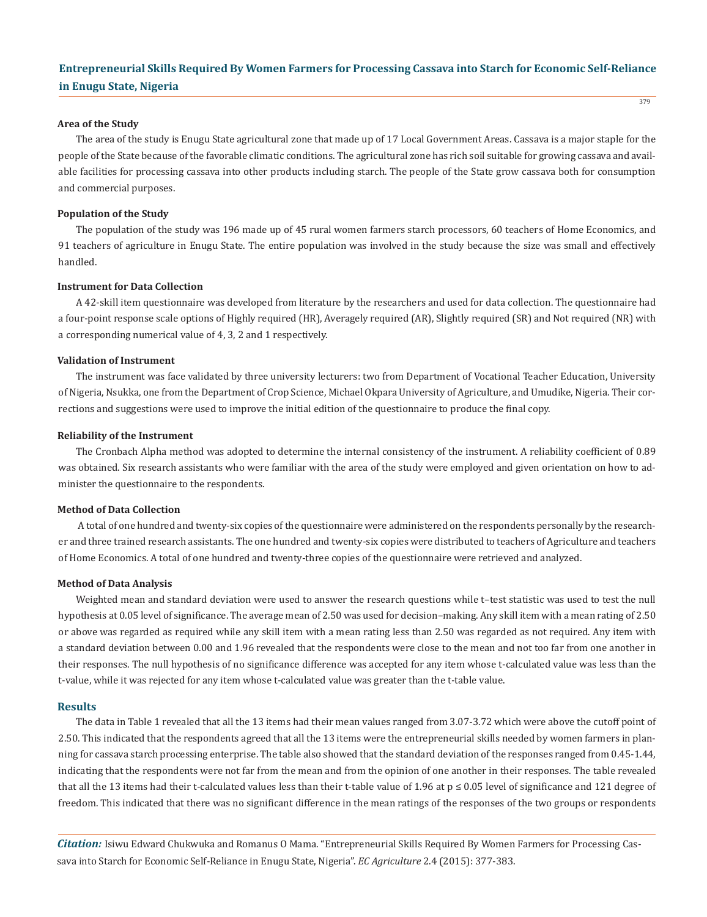### Area of the Study

The area of the study is Enugu State agricultural zone that made up of 17 Local Government Areas. Cassava is a major staple for the people of the State because of the favorable climatic conditions. The agricultural zone has rich soil suitable for growing cassava and available facilities for processing cassava into other products including starch. The people of the State grow cassava both for consumption and commercial purposes.

### Population of the Study

The population of the study was 196 made up of 45 rural women farmers starch processors, 60 teachers of Home Economics, and 91 teachers of agriculture in Enugu State. The entire population was involved in the study because the size was small and effectively handled.

### Instrument for Data Collection

A 42-skill item questionnaire was developed from literature by the researchers and used for data collection. The questionnaire had a four-point response scale options of Highly required (HR), Averagely required (AR), Slightly required (SR) and Not required (NR) with a corresponding numerical value of 4, 3, 2 and 1 respectively.

### Validation of Instrument

The instrument was face validated by three university lecturers: two from Department of Vocational Teacher Education, University of Nigeria, Nsukka, one from the Department of Crop Science, Michael Okpara University of Agriculture, and Umudike, Nigeria. Their corrections and suggestions were used to improve the initial edition of the questionnaire to produce the final copy.

### Reliability of the Instrument

The Cronbach Alpha method was adopted to determine the internal consistency of the instrument. A reliability coefficient of 0.89 was obtained. Six research assistants who were familiar with the area of the study were employed and given orientation on how to administer the questionnaire to the respondents.

### Method of Data Collection

A total of one hundred and twenty-six copies of the questionnaire were administered on the respondents personally by the researcher and three trained research assistants. The one hundred and twenty-six copies were distributed to teachers of Agriculture and teachers of Home Economics. A total of one hundred and twenty-three copies of the questionnaire were retrieved and analyzed.

### Method of Data Analysis

Weighted mean and standard deviation were used to answer the research questions while t–test statistic was used to test the null hypothesis at 0.05 level of significance. The average mean of 2.50 was used for decision–making. Any skill item with a mean rating of 2.50 or above was regarded as required while any skill item with a mean rating less than 2.50 was regarded as not required. Any item with a standard deviation between 0.00 and 1.96 revealed that the respondents were close to the mean and not too far from one another in their responses. The null hypothesis of no significance difference was accepted for any item whose t-calculated value was less than the t-value, while it was rejected for any item whose t-calculated value was greater than the t-table value.

## Results

The data in Table 1 revealed that all the 13 items had their mean values ranged from 3.07-3.72 which were above the cutoff point of 2.50. This indicated that the respondents agreed that all the 13 items were the entrepreneurial skills needed by women farmers in planning for cassava starch processing enterprise. The table also showed that the standard deviation of the responses ranged from 0.45-1.44, indicating that the respondents were not far from the mean and from the opinion of one another in their responses. The table revealed that all the 13 items had their t-calculated values less than their t-table value of 1.96 at $p \leq 0.05$ level of significance and 121 degree of freedom. This indicated that there was no significant difference in the mean ratings of the responses of the two groups or respondents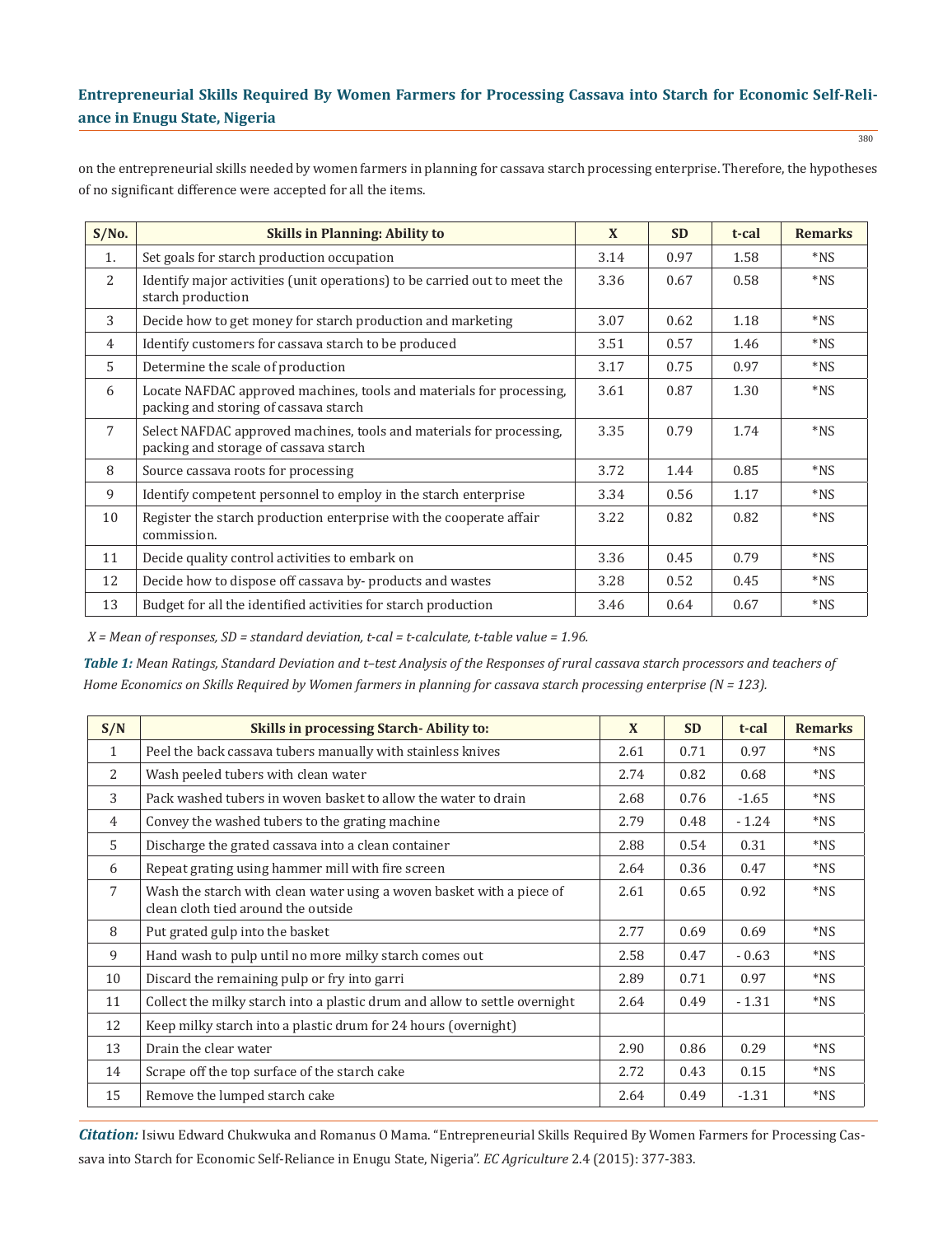on the entrepreneurial skills needed by women farmers in planning for cassava starch processing enterprise. Therefore, the hypotheses of no significant difference were accepted for all the items.

| S/No. | Skills in Planning: Ability to | X | SD | t-cal | Remarks |
|---|---|---|---|---|---|
| 1. | Set goals for starch production occupation | 3.14 | 0.97 | 1.58 | *NS |
| 2 | Identify major activities (unit operations) to be carried out to meet the starch production | 3.36 | 0.67 | 0.58 | *NS |
| 3 | Decide how to get money for starch production and marketing | 3.07 | 0.62 | 1.18 | *NS |
| 4 | Identify customers for cassava starch to be produced | 3.51 | 0.57 | 1.46 | *NS |
| 5 | Determine the scale of production | 3.17 | 0.75 | 0.97 | *NS |
| 6 | Locate NAFDAC approved machines, tools and materials for processing, packing and storing of cassava starch | 3.61 | 0.87 | 1.30 | *NS |
| 7 | Select NAFDAC approved machines, tools and materials for processing, packing and storage of cassava starch | 3.35 | 0.79 | 1.74 | *NS |
| 8 | Source cassava roots for processing | 3.72 | 1.44 | 0.85 | *NS |
| 9 | Identify competent personnel to employ in the starch enterprise | 3.34 | 0.56 | 1.17 | *NS |
| 10 | Register the starch production enterprise with the cooperate affair commission. | 3.22 | 0.82 | 0.82 | *NS |
| 11 | Decide quality control activities to embark on | 3.36 | 0.45 | 0.79 | *NS |
| 12 | Decide how to dispose off cassava by- products and wastes | 3.28 | 0.52 | 0.45 | *NS |
| 13 | Budget for all the identified activities for starch production | 3.46 | 0.64 | 0.67 | *NS |

*X = Mean of responses, SD = standard deviation, t-cal = t-calculate, t-table value = 1.96.*

***Table 1:** Mean Ratings, Standard Deviation and t–test Analysis of the Responses of rural cassava starch processors and teachers of Home Economics on Skills Required by Women farmers in planning for cassava starch processing enterprise (N = 123).*

| S/N | Skills in processing Starch- Ability to: | X | SD | t-cal | Remarks |
|---|---|---|---|---|---|
| 1 | Peel the back cassava tubers manually with stainless knives | 2.61 | 0.71 | 0.97 | *NS |
| 2 | Wash peeled tubers with clean water | 2.74 | 0.82 | 0.68 | *NS |
| 3 | Pack washed tubers in woven basket to allow the water to drain | 2.68 | 0.76 | -1.65 | *NS |
| 4 | Convey the washed tubers to the grating machine | 2.79 | 0.48 | - 1.24 | *NS |
| 5 | Discharge the grated cassava into a clean container | 2.88 | 0.54 | 0.31 | *NS |
| 6 | Repeat grating using hammer mill with fire screen | 2.64 | 0.36 | 0.47 | *NS |
| 7 | Wash the starch with clean water using a woven basket with a piece of clean cloth tied around the outside | 2.61 | 0.65 | 0.92 | *NS |
| 8 | Put grated gulp into the basket | 2.77 | 0.69 | 0.69 | *NS |
| 9 | Hand wash to pulp until no more milky starch comes out | 2.58 | 0.47 | - 0.63 | *NS |
| 10 | Discard the remaining pulp or fry into garri | 2.89 | 0.71 | 0.97 | *NS |
| 11 | Collect the milky starch into a plastic drum and allow to settle overnight | 2.64 | 0.49 | - 1.31 | *NS |
| 12 | Keep milky starch into a plastic drum for 24 hours (overnight) | | | | |
| 13 | Drain the clear water | 2.90 | 0.86 | 0.29 | *NS |
| 14 | Scrape off the top surface of the starch cake | 2.72 | 0.43 | 0.15 | *NS |
| 15 | Remove the lumped starch cake | 2.64 | 0.49 | -1.31 | *NS |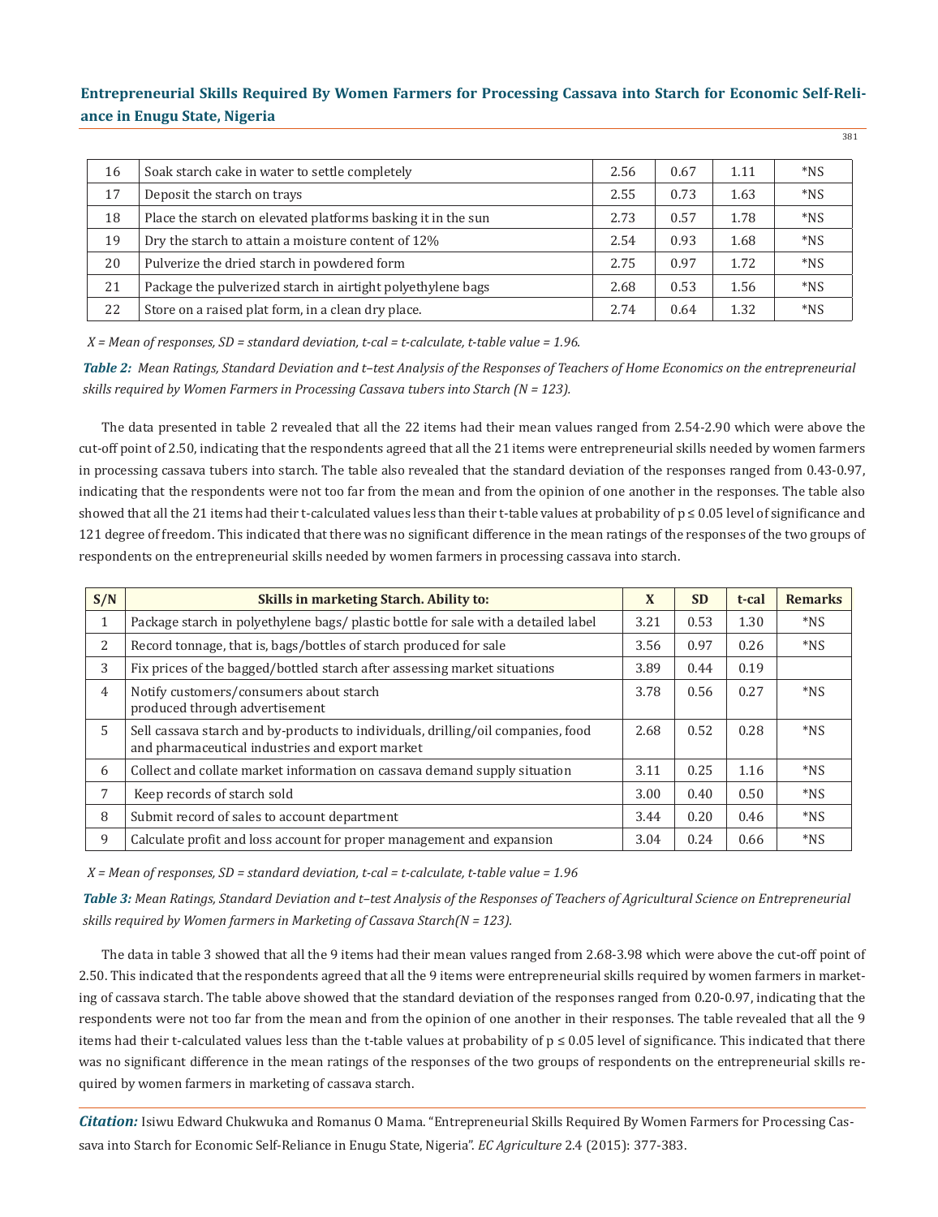| 16 | Soak starch cake in water to settle completely | 2.56 | 0.67 | 1.11 | *NS |
|---|---|---|---|---|---|
| 17 | Deposit the starch on trays | 2.55 | 0.73 | 1.63 | *NS |
| 18 | Place the starch on elevated platforms basking it in the sun | 2.73 | 0.57 | 1.78 | *NS |
| 19 | Dry the starch to attain a moisture content of 12% | 2.54 | 0.93 | 1.68 | *NS |
| 20 | Pulverize the dried starch in powdered form | 2.75 | 0.97 | 1.72 | *NS |
| 21 | Package the pulverized starch in airtight polyethylene bags | 2.68 | 0.53 | 1.56 | *NS |
| 22 | Store on a raised plat form, in a clean dry place. | 2.74 | 0.64 | 1.32 | *NS |

*X = Mean of responses, SD = standard deviation, t-cal = t-calculate, t-table value = 1.96.*

***Table 2:** Mean Ratings, Standard Deviation and t–test Analysis of the Responses of Teachers of Home Economics on the entrepreneurial skills required by Women Farmers in Processing Cassava tubers into Starch (N = 123).*

The data presented in table 2 revealed that all the 22 items had their mean values ranged from 2.54-2.90 which were above the cut-off point of 2.50, indicating that the respondents agreed that all the 21 items were entrepreneurial skills needed by women farmers in processing cassava tubers into starch. The table also revealed that the standard deviation of the responses ranged from 0.43-0.97, indicating that the respondents were not too far from the mean and from the opinion of one another in the responses. The table also showed that all the 21 items had their t-calculated values less than their t-table values at probability of $p \leq 0.05$ level of significance and 121 degree of freedom. This indicated that there was no significant difference in the mean ratings of the responses of the two groups of respondents on the entrepreneurial skills needed by women farmers in processing cassava into starch.

| S/N | Skills in marketing Starch. Ability to: | X | SD | t-cal | Remarks |
|---|---|---|---|---|---|
| 1 | Package starch in polyethylene bags/ plastic bottle for sale with a detailed label | 3.21 | 0.53 | 1.30 | *NS |
| 2 | Record tonnage, that is, bags/bottles of starch produced for sale | 3.56 | 0.97 | 0.26 | *NS |
| 3 | Fix prices of the bagged/bottled starch after assessing market situations | 3.89 | 0.44 | 0.19 | |
| 4 | Notify customers/consumers about starch produced through advertisement | 3.78 | 0.56 | 0.27 | *NS |
| 5 | Sell cassava starch and by-products to individuals, drilling/oil companies, food and pharmaceutical industries and export market | 2.68 | 0.52 | 0.28 | *NS |
| 6 | Collect and collate market information on cassava demand supply situation | 3.11 | 0.25 | 1.16 | *NS |
| 7 | Keep records of starch sold | 3.00 | 0.40 | 0.50 | *NS |
| 8 | Submit record of sales to account department | 3.44 | 0.20 | 0.46 | *NS |
| 9 | Calculate profit and loss account for proper management and expansion | 3.04 | 0.24 | 0.66 | *NS |

*X = Mean of responses, SD = standard deviation, t-cal = t-calculate, t-table value = 1.96*

***Table 3:** Mean Ratings, Standard Deviation and t–test Analysis of the Responses of Teachers of Agricultural Science on Entrepreneurial skills required by Women farmers in Marketing of Cassava Starch(N = 123).*

The data in table 3 showed that all the 9 items had their mean values ranged from 2.68-3.98 which were above the cut-off point of 2.50. This indicated that the respondents agreed that all the 9 items were entrepreneurial skills required by women farmers in marketing of cassava starch. The table above showed that the standard deviation of the responses ranged from 0.20-0.97, indicating that the respondents were not too far from the mean and from the opinion of one another in their responses. The table revealed that all the 9 items had their t-calculated values less than the t-table values at probability of $p \leq 0.05$ level of significance. This indicated that there was no significant difference in the mean ratings of the responses of the two groups of respondents on the entrepreneurial skills required by women farmers in marketing of cassava starch.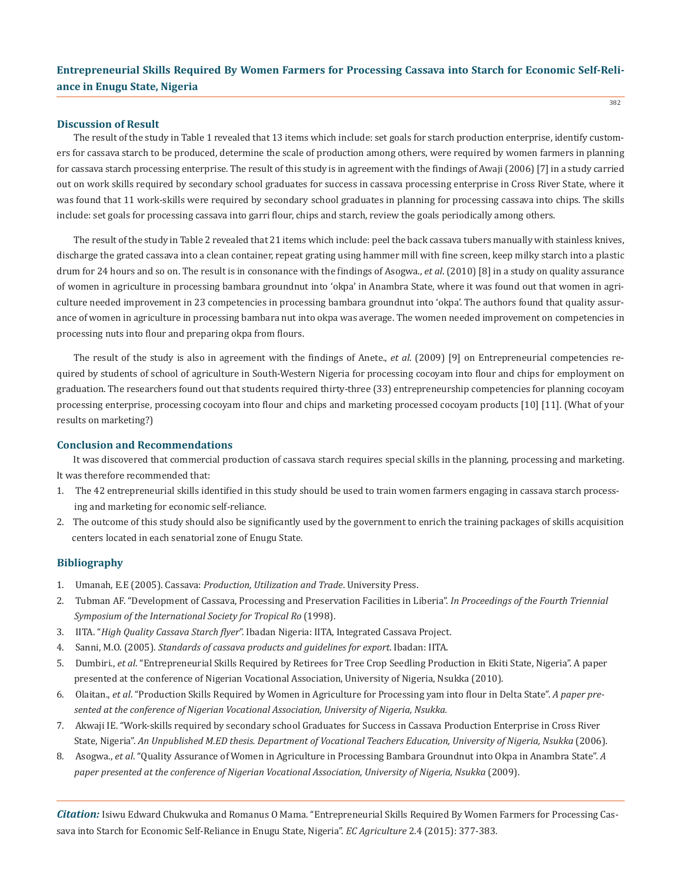## Discussion of Result

The result of the study in Table 1 revealed that 13 items which include: set goals for starch production enterprise, identify customers for cassava starch to be produced, determine the scale of production among others, were required by women farmers in planning for cassava starch processing enterprise. The result of this study is in agreement with the findings of Awaji (2006) [7] in a study carried out on work skills required by secondary school graduates for success in cassava processing enterprise in Cross River State, where it was found that 11 work-skills were required by secondary school graduates in planning for processing cassava into chips. The skills include: set goals for processing cassava into garri flour, chips and starch, review the goals periodically among others.

The result of the study in Table 2 revealed that 21 items which include: peel the back cassava tubers manually with stainless knives, discharge the grated cassava into a clean container, repeat grating using hammer mill with fine screen, keep milky starch into a plastic drum for 24 hours and so on. The result is in consonance with the findings of Asogwa., *et al*. (2010) [8] in a study on quality assurance of women in agriculture in processing bambara groundnut into 'okpa' in Anambra State, where it was found out that women in agriculture needed improvement in 23 competencies in processing bambara groundnut into 'okpa'. The authors found that quality assurance of women in agriculture in processing bambara nut into okpa was average. The women needed improvement on competencies in processing nuts into flour and preparing okpa from flours.

The result of the study is also in agreement with the findings of Anete., *et al*. (2009) [9] on Entrepreneurial competencies required by students of school of agriculture in South-Western Nigeria for processing cocoyam into flour and chips for employment on graduation. The researchers found out that students required thirty-three (33) entrepreneurship competencies for planning cocoyam processing enterprise, processing cocoyam into flour and chips and marketing processed cocoyam products [10] [11]. (What of your results on marketing?)

## Conclusion and Recommendations

It was discovered that commercial production of cassava starch requires special skills in the planning, processing and marketing. It was therefore recommended that:

1. The 42 entrepreneurial skills identified in this study should be used to train women farmers engaging in cassava starch processing and marketing for economic self-reliance.
2. The outcome of this study should also be significantly used by the government to enrich the training packages of skills acquisition centers located in each senatorial zone of Enugu State.

## Bibliography

1. Umanah, E.E (2005). Cassava: *Production, Utilization and Trade*. University Press.
2. Tubman AF. "Development of Cassava, Processing and Preservation Facilities in Liberia". *In Proceedings of the Fourth Triennial Symposium of the International Society for Tropical Ro* (1998).
3. IITA. "*High Quality Cassava Starch flyer*". Ibadan Nigeria: IITA, Integrated Cassava Project.
4. Sanni, M.O. (2005). *Standards of cassava products and guidelines for export*. Ibadan: IITA.
5. Dumbiri., *et al*. "Entrepreneurial Skills Required by Retirees for Tree Crop Seedling Production in Ekiti State, Nigeria". A paper presented at the conference of Nigerian Vocational Association, University of Nigeria, Nsukka (2010).
6. Olaitan., *et al*. "Production Skills Required by Women in Agriculture for Processing yam into flour in Delta State". *A paper presented at the conference of Nigerian Vocational Association, University of Nigeria, Nsukka*.
7. Akwaji IE. "Work-skills required by secondary school Graduates for Success in Cassava Production Enterprise in Cross River State, Nigeria". *An Unpublished M.ED thesis. Department of Vocational Teachers Education, University of Nigeria, Nsukka* (2006).
8. Asogwa., *et al*. "Quality Assurance of Women in Agriculture in Processing Bambara Groundnut into Okpa in Anambra State". *A paper presented at the conference of Nigerian Vocational Association, University of Nigeria, Nsukka* (2009).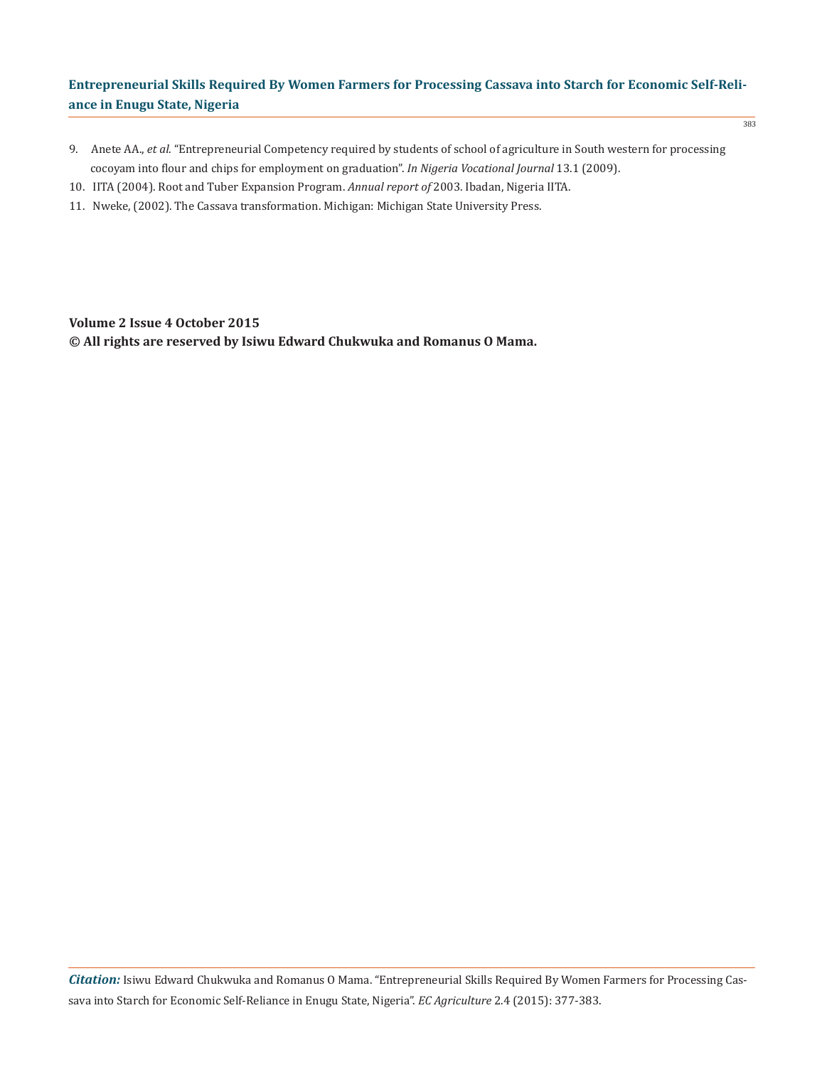9. Anete AA., *et al.* "Entrepreneurial Competency required by students of school of agriculture in South western for processing cocoyam into flour and chips for employment on graduation". *In Nigeria Vocational Journal* 13.1 (2009).
10. IITA (2004). Root and Tuber Expansion Program. *Annual report of* 2003. Ibadan, Nigeria IITA.
11. Nweke, (2002). The Cassava transformation. Michigan: Michigan State University Press.

**Volume 2 Issue 4 October 2015**
**© All rights are reserved by Isiwu Edward Chukwuka and Romanus O Mama.**